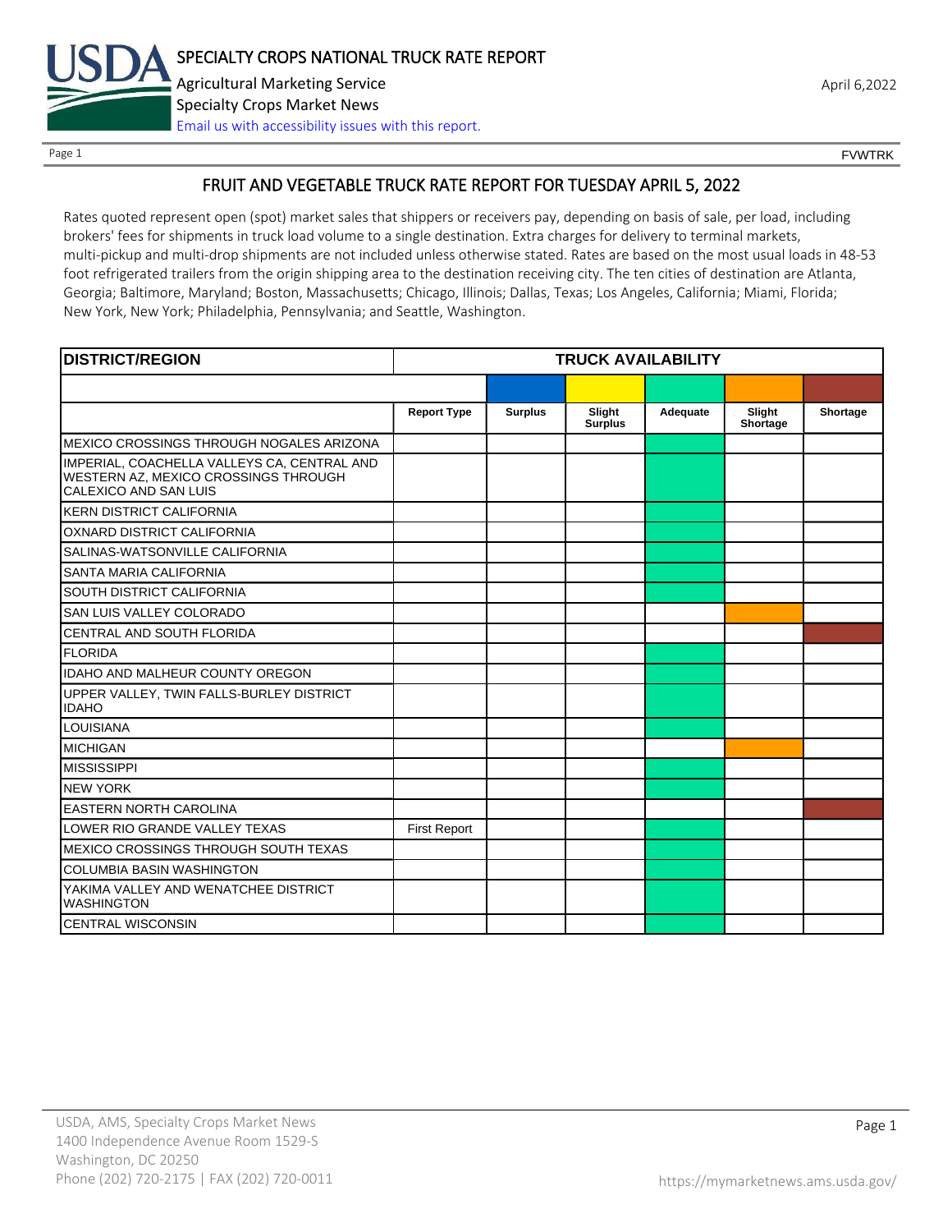# SPECIALTY CROPS NATIONAL TRUCK RATE REPORT

Agricultural Marketing Service
Specialty Crops Market News
Email us with accessibility issues with this report.

April 6,2022

FVWTRK

## FRUIT AND VEGETABLE TRUCK RATE REPORT FOR TUESDAY APRIL 5, 2022

Rates quoted represent open (spot) market sales that shippers or receivers pay, depending on basis of sale, per load, including brokers' fees for shipments in truck load volume to a single destination. Extra charges for delivery to terminal markets, multi-pickup and multi-drop shipments are not included unless otherwise stated. Rates are based on the most usual loads in 48-53 foot refrigerated trailers from the origin shipping area to the destination receiving city. The ten cities of destination are Atlanta, Georgia; Baltimore, Maryland; Boston, Massachusetts; Chicago, Illinois; Dallas, Texas; Los Angeles, California; Miami, Florida; New York, New York; Philadelphia, Pennsylvania; and Seattle, Washington.

| DISTRICT/REGION | TRUCK AVAILABILITY | | | | | |
|---|---|---|---|---|---|---|
| | Report Type | Surplus | Slight Surplus | Adequate | Slight Shortage | Shortage |
| MEXICO CROSSINGS THROUGH NOGALES ARIZONA | | | | X | | |
| IMPERIAL, COACHELLA VALLEYS CA, CENTRAL AND WESTERN AZ, MEXICO CROSSINGS THROUGH CALEXICO AND SAN LUIS | | | | X | | |
| KERN DISTRICT CALIFORNIA | | | | X | | |
| OXNARD DISTRICT CALIFORNIA | | | | X | | |
| SALINAS-WATSONVILLE CALIFORNIA | | | | X | | |
| SANTA MARIA CALIFORNIA | | | | X | | |
| SOUTH DISTRICT CALIFORNIA | | | | X | | |
| SAN LUIS VALLEY COLORADO | | | | | X | |
| CENTRAL AND SOUTH FLORIDA | | | | | | X |
| FLORIDA | | | | X | | |
| IDAHO AND MALHEUR COUNTY OREGON | | | | X | | |
| UPPER VALLEY, TWIN FALLS-BURLEY DISTRICT IDAHO | | | | X | | |
| LOUISIANA | | | | X | | |
| MICHIGAN | | | | | X | |
| MISSISSIPPI | | | | X | | |
| NEW YORK | | | | X | | |
| EASTERN NORTH CAROLINA | | | | | | X |
| LOWER RIO GRANDE VALLEY TEXAS | First Report | | | X | | |
| MEXICO CROSSINGS THROUGH SOUTH TEXAS | | | | X | | |
| COLUMBIA BASIN WASHINGTON | | | | X | | |
| YAKIMA VALLEY AND WENATCHEE DISTRICT WASHINGTON | | | | X | | |
| CENTRAL WISCONSIN | | | | X | | |

USDA, AMS, Specialty Crops Market News
1400 Independence Avenue Room 1529-S
Washington, DC 20250
Phone (202) 720-2175 | FAX (202) 720-0011

https://mymarketnews.ams.usda.gov/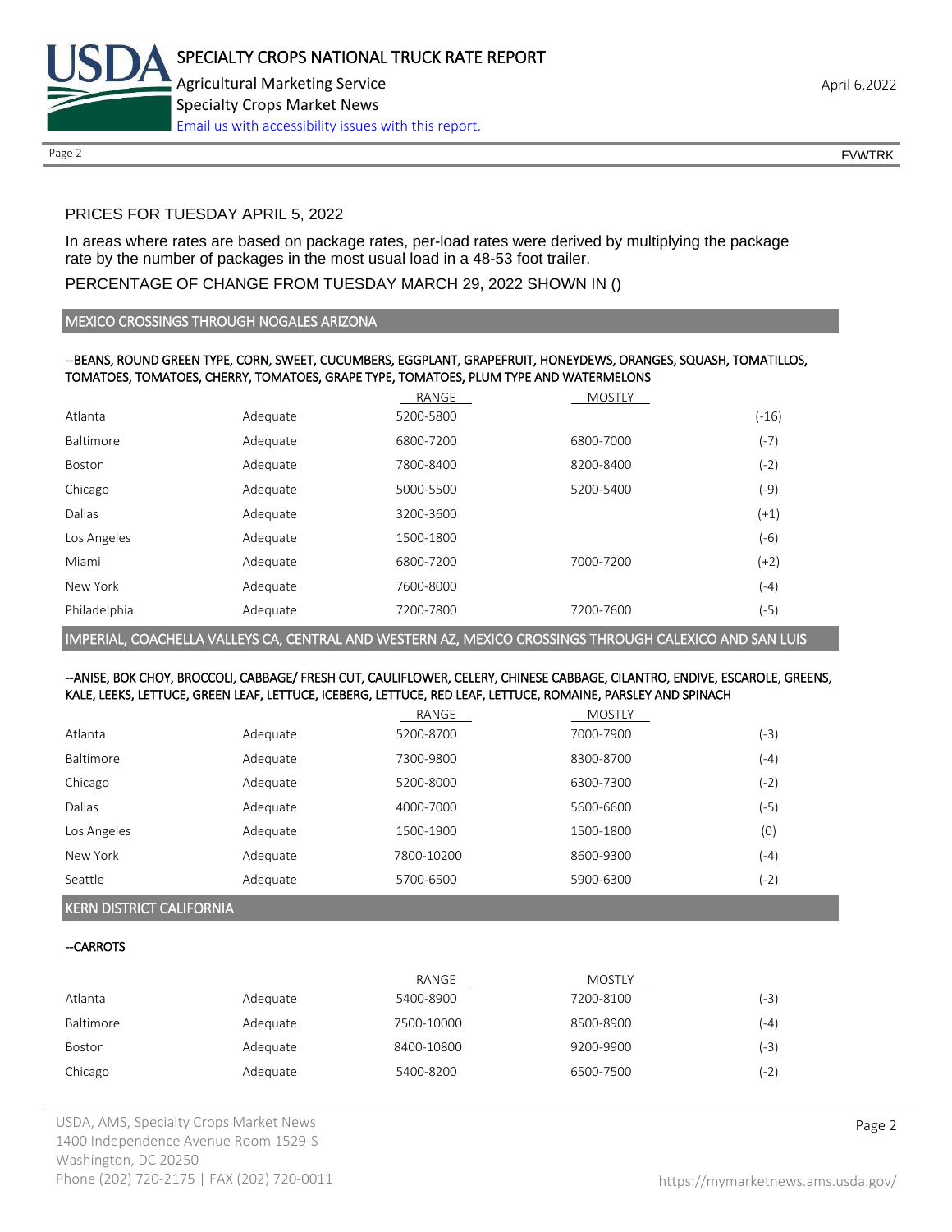PRICES FOR TUESDAY APRIL 5, 2022

In areas where rates are based on package rates, per-load rates were derived by multiplying the package rate by the number of packages in the most usual load in a 48-53 foot trailer.

PERCENTAGE OF CHANGE FROM TUESDAY MARCH 29, 2022 SHOWN IN ()

## MEXICO CROSSINGS THROUGH NOGALES ARIZONA

**--BEANS, ROUND GREEN TYPE, CORN, SWEET, CUCUMBERS, EGGPLANT, GRAPEFRUIT, HONEYDEWS, ORANGES, SQUASH, TOMATILLOS, TOMATOES, TOMATOES, CHERRY, TOMATOES, GRAPE TYPE, TOMATOES, PLUM TYPE AND WATERMELONS**

| | | RANGE | MOSTLY | |
|---|---|---|---|---|
| Atlanta | Adequate | 5200-5800 | | (-16) |
| Baltimore | Adequate | 6800-7200 | 6800-7000 | (-7) |
| Boston | Adequate | 7800-8400 | 8200-8400 | (-2) |
| Chicago | Adequate | 5000-5500 | 5200-5400 | (-9) |
| Dallas | Adequate | 3200-3600 | | (+1) |
| Los Angeles | Adequate | 1500-1800 | | (-6) |
| Miami | Adequate | 6800-7200 | 7000-7200 | (+2) |
| New York | Adequate | 7600-8000 | | (-4) |
| Philadelphia | Adequate | 7200-7800 | 7200-7600 | (-5) |

## IMPERIAL, COACHELLA VALLEYS CA, CENTRAL AND WESTERN AZ, MEXICO CROSSINGS THROUGH CALEXICO AND SAN LUIS

**--ANISE, BOK CHOY, BROCCOLI, CABBAGE/ FRESH CUT, CAULIFLOWER, CELERY, CHINESE CABBAGE, CILANTRO, ENDIVE, ESCAROLE, GREENS, KALE, LEEKS, LETTUCE, GREEN LEAF, LETTUCE, ICEBERG, LETTUCE, RED LEAF, LETTUCE, ROMAINE, PARSLEY AND SPINACH**

| | | RANGE | MOSTLY | |
|---|---|---|---|---|
| Atlanta | Adequate | 5200-8700 | 7000-7900 | (-3) |
| Baltimore | Adequate | 7300-9800 | 8300-8700 | (-4) |
| Chicago | Adequate | 5200-8000 | 6300-7300 | (-2) |
| Dallas | Adequate | 4000-7000 | 5600-6600 | (-5) |
| Los Angeles | Adequate | 1500-1900 | 1500-1800 | (0) |
| New York | Adequate | 7800-10200 | 8600-9300 | (-4) |
| Seattle | Adequate | 5700-6500 | 5900-6300 | (-2) |

## KERN DISTRICT CALIFORNIA

**--CARROTS**

| | | RANGE | MOSTLY | |
|---|---|---|---|---|
| Atlanta | Adequate | 5400-8900 | 7200-8100 | (-3) |
| Baltimore | Adequate | 7500-10000 | 8500-8900 | (-4) |
| Boston | Adequate | 8400-10800 | 9200-9900 | (-3) |
| Chicago | Adequate | 5400-8200 | 6500-7500 | (-2) |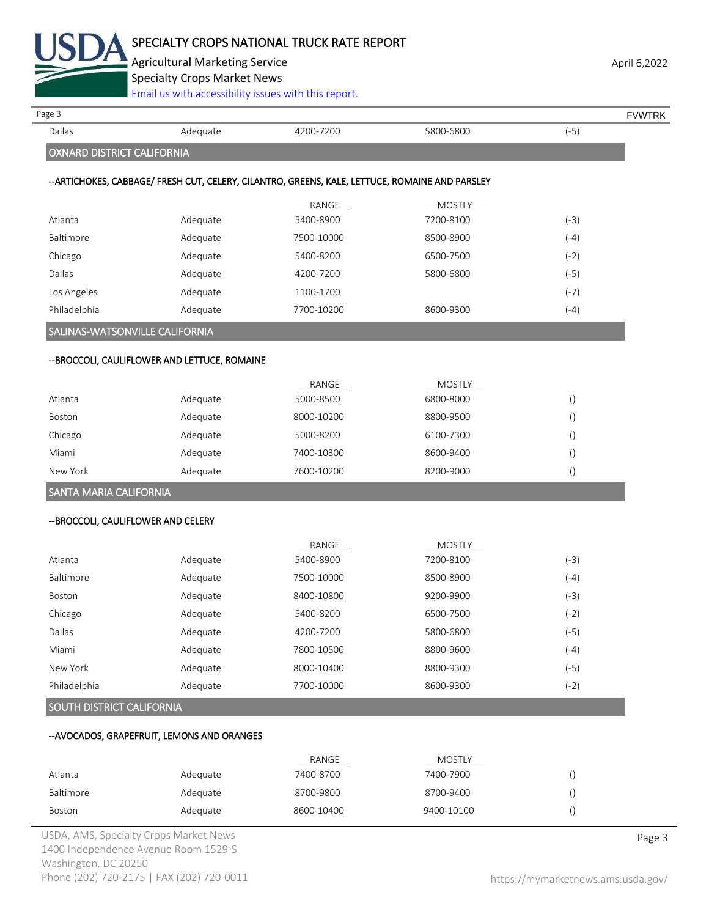| | | | | |
|---|---|---|---|---|
| Dallas | Adequate | 4200-7200 | 5800-6800 | (-5) |

## OXNARD DISTRICT CALIFORNIA

### --ARTICHOKES, CABBAGE/ FRESH CUT, CELERY, CILANTRO, GREENS, KALE, LETTUCE, ROMAINE AND PARSLEY

| | | RANGE | MOSTLY | |
|---|---|---|---|---|
| Atlanta | Adequate | 5400-8900 | 7200-8100 | (-3) |
| Baltimore | Adequate | 7500-10000 | 8500-8900 | (-4) |
| Chicago | Adequate | 5400-8200 | 6500-7500 | (-2) |
| Dallas | Adequate | 4200-7200 | 5800-6800 | (-5) |
| Los Angeles | Adequate | 1100-1700 | | (-7) |
| Philadelphia | Adequate | 7700-10200 | 8600-9300 | (-4) |

## SALINAS-WATSONVILLE CALIFORNIA

### --BROCCOLI, CAULIFLOWER AND LETTUCE, ROMAINE

| | | RANGE | MOSTLY | |
|---|---|---|---|---|
| Atlanta | Adequate | 5000-8500 | 6800-8000 | () |
| Boston | Adequate | 8000-10200 | 8800-9500 | () |
| Chicago | Adequate | 5000-8200 | 6100-7300 | () |
| Miami | Adequate | 7400-10300 | 8600-9400 | () |
| New York | Adequate | 7600-10200 | 8200-9000 | () |

## SANTA MARIA CALIFORNIA

### --BROCCOLI, CAULIFLOWER AND CELERY

| | | RANGE | MOSTLY | |
|---|---|---|---|---|
| Atlanta | Adequate | 5400-8900 | 7200-8100 | (-3) |
| Baltimore | Adequate | 7500-10000 | 8500-8900 | (-4) |
| Boston | Adequate | 8400-10800 | 9200-9900 | (-3) |
| Chicago | Adequate | 5400-8200 | 6500-7500 | (-2) |
| Dallas | Adequate | 4200-7200 | 5800-6800 | (-5) |
| Miami | Adequate | 7800-10500 | 8800-9600 | (-4) |
| New York | Adequate | 8000-10400 | 8800-9300 | (-5) |
| Philadelphia | Adequate | 7700-10000 | 8600-9300 | (-2) |

## SOUTH DISTRICT CALIFORNIA

### --AVOCADOS, GRAPEFRUIT, LEMONS AND ORANGES

| | | RANGE | MOSTLY | |
|---|---|---|---|---|
| Atlanta | Adequate | 7400-8700 | 7400-7900 | () |
| Baltimore | Adequate | 8700-9800 | 8700-9400 | () |
| Boston | Adequate | 8600-10400 | 9400-10100 | () |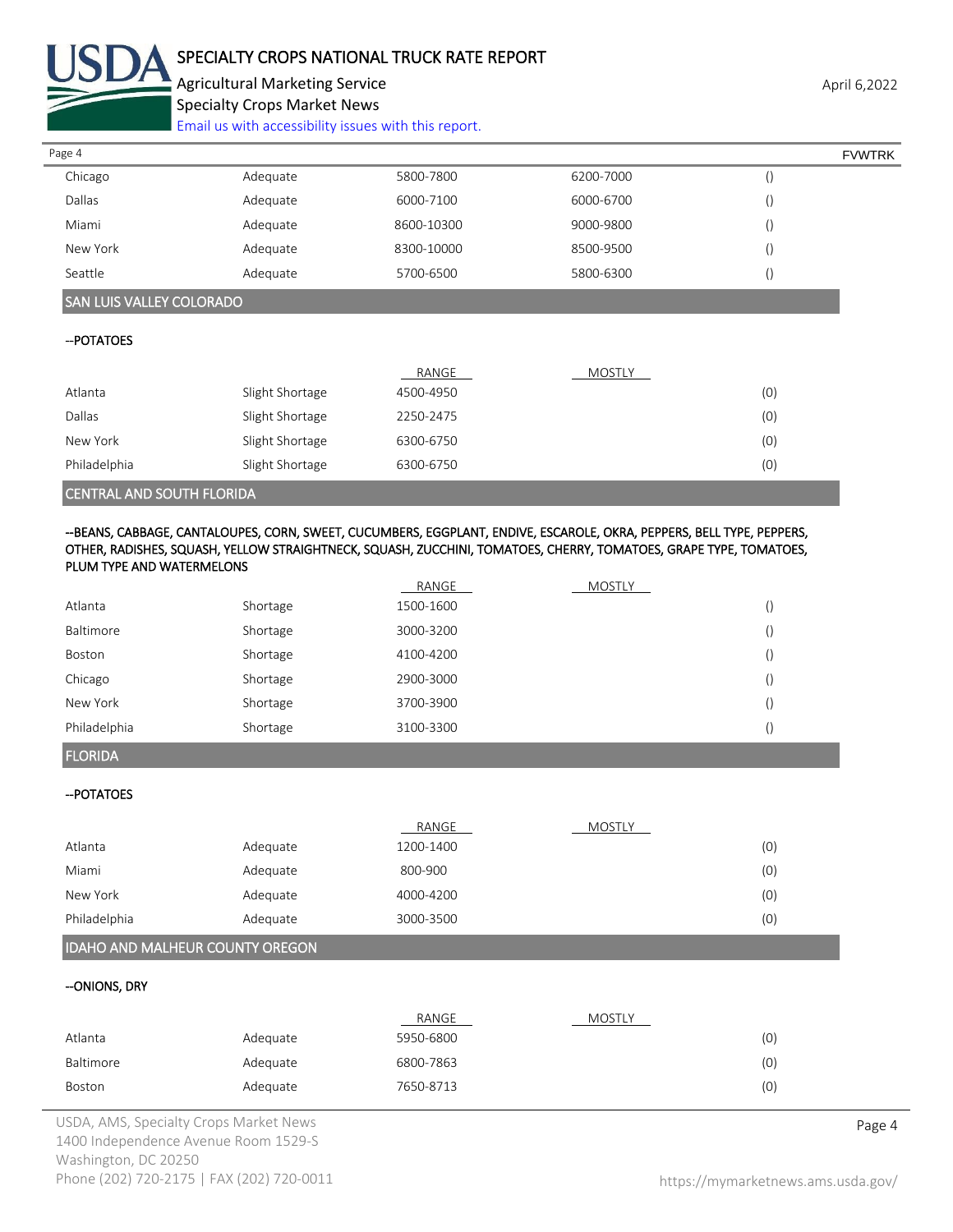| | | | | |
|---|---|---|---|---|
| Chicago | Adequate | 5800-7800 | 6200-7000 | () |
| Dallas | Adequate | 6000-7100 | 6000-6700 | () |
| Miami | Adequate | 8600-10300 | 9000-9800 | () |
| New York | Adequate | 8300-10000 | 8500-9500 | () |
| Seattle | Adequate | 5700-6500 | 5800-6300 | () |

## SAN LUIS VALLEY COLORADO

--POTATOES

| | | RANGE | MOSTLY | |
|---|---|---|---|---|
| Atlanta | Slight Shortage | 4500-4950 | | (0) |
| Dallas | Slight Shortage | 2250-2475 | | (0) |
| New York | Slight Shortage | 6300-6750 | | (0) |
| Philadelphia | Slight Shortage | 6300-6750 | | (0) |

## CENTRAL AND SOUTH FLORIDA

--BEANS, CABBAGE, CANTALOUPES, CORN, SWEET, CUCUMBERS, EGGPLANT, ENDIVE, ESCAROLE, OKRA, PEPPERS, BELL TYPE, PEPPERS, OTHER, RADISHES, SQUASH, YELLOW STRAIGHTNECK, SQUASH, ZUCCHINI, TOMATOES, CHERRY, TOMATOES, GRAPE TYPE, TOMATOES, PLUM TYPE AND WATERMELONS

| | | RANGE | MOSTLY | |
|---|---|---|---|---|
| Atlanta | Shortage | 1500-1600 | | () |
| Baltimore | Shortage | 3000-3200 | | () |
| Boston | Shortage | 4100-4200 | | () |
| Chicago | Shortage | 2900-3000 | | () |
| New York | Shortage | 3700-3900 | | () |
| Philadelphia | Shortage | 3100-3300 | | () |

## FLORIDA

--POTATOES

| | | RANGE | MOSTLY | |
|---|---|---|---|---|
| Atlanta | Adequate | 1200-1400 | | (0) |
| Miami | Adequate | 800-900 | | (0) |
| New York | Adequate | 4000-4200 | | (0) |
| Philadelphia | Adequate | 3000-3500 | | (0) |

## IDAHO AND MALHEUR COUNTY OREGON

--ONIONS, DRY

| | | RANGE | MOSTLY | |
|---|---|---|---|---|
| Atlanta | Adequate | 5950-6800 | | (0) |
| Baltimore | Adequate | 6800-7863 | | (0) |
| Boston | Adequate | 7650-8713 | | (0) |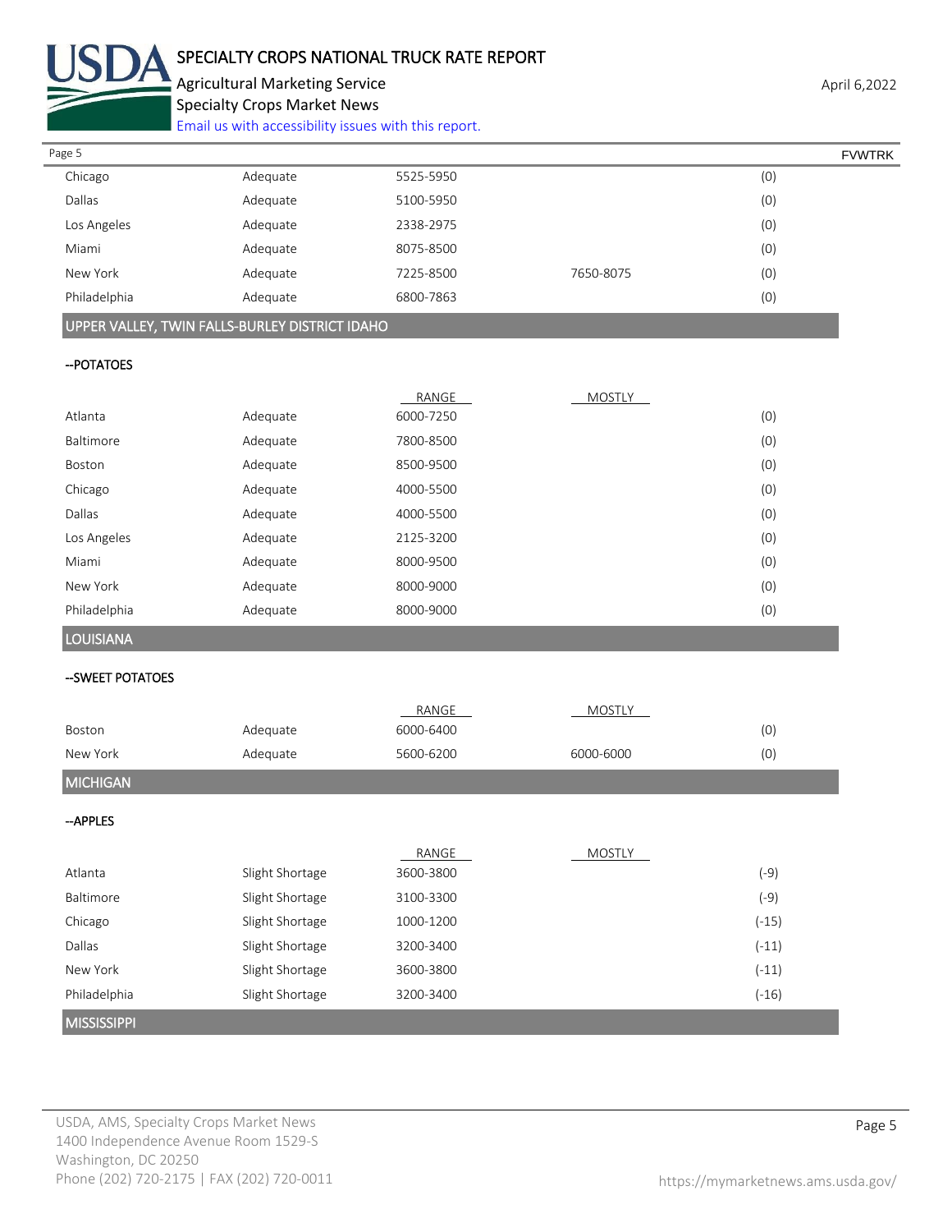| | | | | |
|---|---|---|---|---|
| Chicago | Adequate | 5525-5950 | | (0) |
| Dallas | Adequate | 5100-5950 | | (0) |
| Los Angeles | Adequate | 2338-2975 | | (0) |
| Miami | Adequate | 8075-8500 | | (0) |
| New York | Adequate | 7225-8500 | 7650-8075 | (0) |
| Philadelphia | Adequate | 6800-7863 | | (0) |

## UPPER VALLEY, TWIN FALLS-BURLEY DISTRICT IDAHO

--POTATOES

| | | RANGE | MOSTLY | |
|---|---|---|---|---|
| Atlanta | Adequate | 6000-7250 | | (0) |
| Baltimore | Adequate | 7800-8500 | | (0) |
| Boston | Adequate | 8500-9500 | | (0) |
| Chicago | Adequate | 4000-5500 | | (0) |
| Dallas | Adequate | 4000-5500 | | (0) |
| Los Angeles | Adequate | 2125-3200 | | (0) |
| Miami | Adequate | 8000-9500 | | (0) |
| New York | Adequate | 8000-9000 | | (0) |
| Philadelphia | Adequate | 8000-9000 | | (0) |

## LOUISIANA

--SWEET POTATOES

| | | RANGE | MOSTLY | |
|---|---|---|---|---|
| Boston | Adequate | 6000-6400 | | (0) |
| New York | Adequate | 5600-6200 | 6000-6000 | (0) |

## MICHIGAN

--APPLES

| | | RANGE | MOSTLY | |
|---|---|---|---|---|
| Atlanta | Slight Shortage | 3600-3800 | | (-9) |
| Baltimore | Slight Shortage | 3100-3300 | | (-9) |
| Chicago | Slight Shortage | 1000-1200 | | (-15) |
| Dallas | Slight Shortage | 3200-3400 | | (-11) |
| New York | Slight Shortage | 3600-3800 | | (-11) |
| Philadelphia | Slight Shortage | 3200-3400 | | (-16) |

## MISSISSIPPI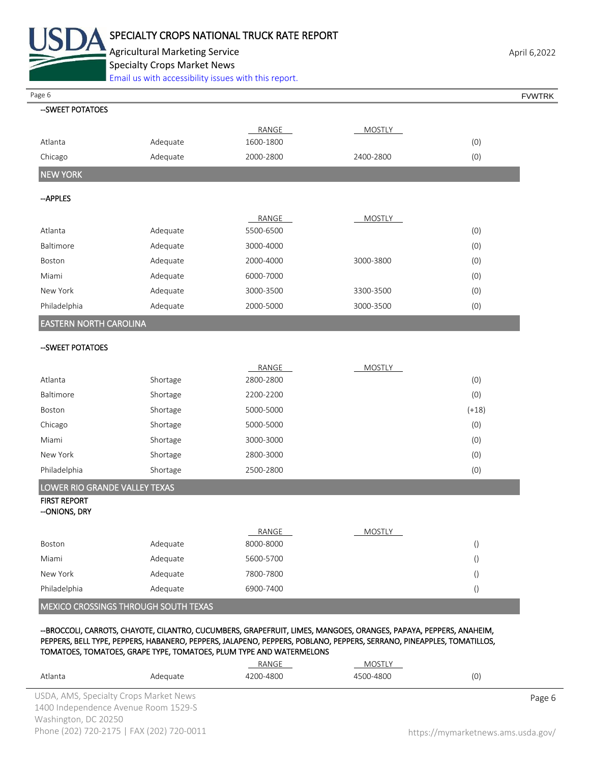--SWEET POTATOES

| | | RANGE | MOSTLY | |
|---|---|---|---|---|
| Atlanta | Adequate | 1600-1800 | | (0) |
| Chicago | Adequate | 2000-2800 | 2400-2800 | (0) |

## NEW YORK

--APPLES

| | | RANGE | MOSTLY | |
|---|---|---|---|---|
| Atlanta | Adequate | 5500-6500 | | (0) |
| Baltimore | Adequate | 3000-4000 | | (0) |
| Boston | Adequate | 2000-4000 | 3000-3800 | (0) |
| Miami | Adequate | 6000-7000 | | (0) |
| New York | Adequate | 3000-3500 | 3300-3500 | (0) |
| Philadelphia | Adequate | 2000-5000 | 3000-3500 | (0) |

## EASTERN NORTH CAROLINA

--SWEET POTATOES

| | | RANGE | MOSTLY | |
|---|---|---|---|---|
| Atlanta | Shortage | 2800-2800 | | (0) |
| Baltimore | Shortage | 2200-2200 | | (0) |
| Boston | Shortage | 5000-5000 | | (+18) |
| Chicago | Shortage | 5000-5000 | | (0) |
| Miami | Shortage | 3000-3000 | | (0) |
| New York | Shortage | 2800-3000 | | (0) |
| Philadelphia | Shortage | 2500-2800 | | (0) |

## LOWER RIO GRANDE VALLEY TEXAS

FIRST REPORT

--ONIONS, DRY

| | | RANGE | MOSTLY | |
|---|---|---|---|---|
| Boston | Adequate | 8000-8000 | | () |
| Miami | Adequate | 5600-5700 | | () |
| New York | Adequate | 7800-7800 | | () |
| Philadelphia | Adequate | 6900-7400 | | () |

## MEXICO CROSSINGS THROUGH SOUTH TEXAS

--BROCCOLI, CARROTS, CHAYOTE, CILANTRO, CUCUMBERS, GRAPEFRUIT, LIMES, MANGOES, ORANGES, PAPAYA, PEPPERS, ANAHEIM, PEPPERS, BELL TYPE, PEPPERS, HABANERO, PEPPERS, JALAPENO, PEPPERS, POBLANO, PEPPERS, SERRANO, PINEAPPLES, TOMATILLOS, TOMATOES, TOMATOES, GRAPE TYPE, TOMATOES, PLUM TYPE AND WATERMELONS

| | | RANGE | MOSTLY | |
|---|---|---|---|---|
| Atlanta | Adequate | 4200-4800 | 4500-4800 | (0) |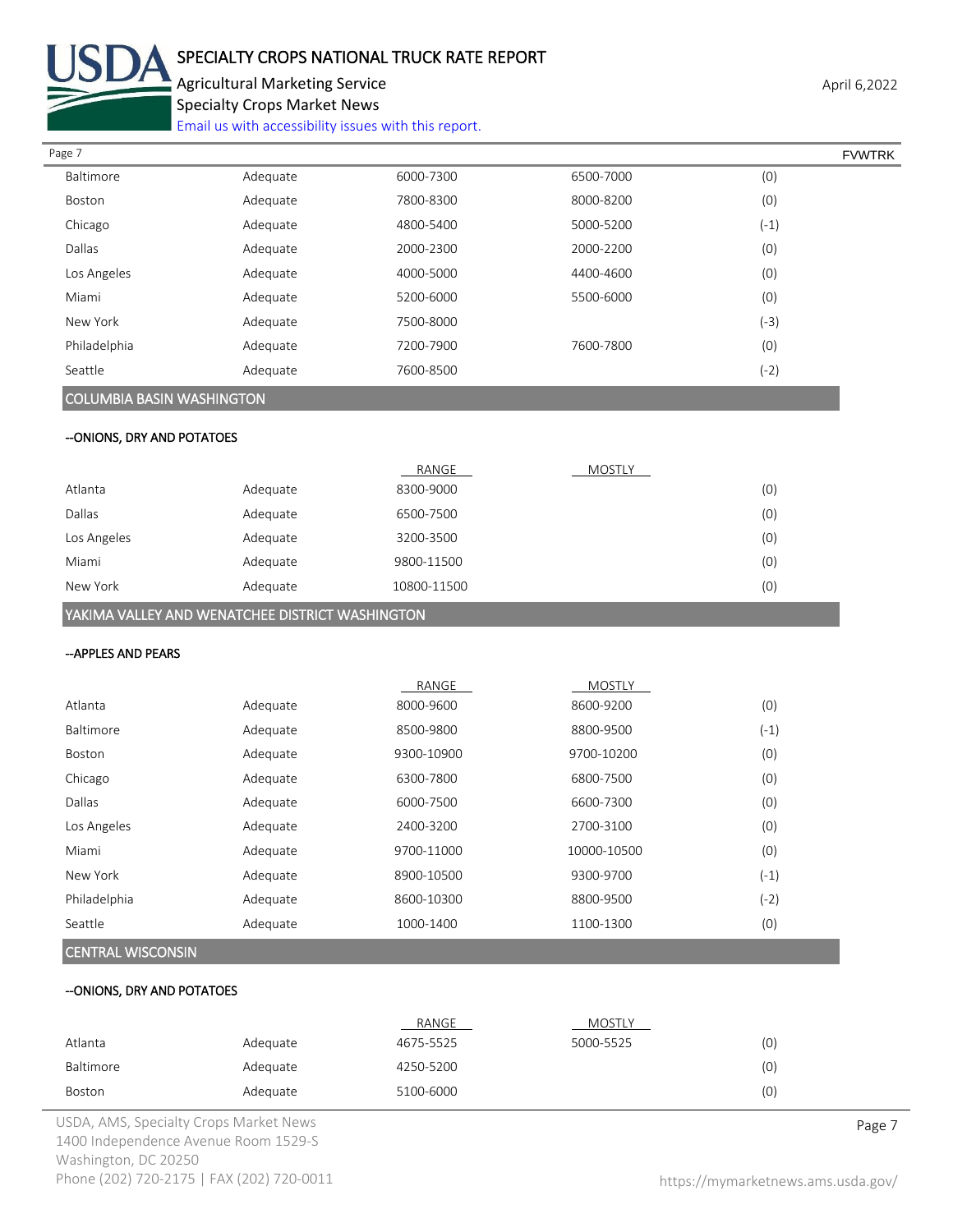| | | | | |
|---|---|---|---|---|
| Baltimore | Adequate | 6000-7300 | 6500-7000 | (0) |
| Boston | Adequate | 7800-8300 | 8000-8200 | (0) |
| Chicago | Adequate | 4800-5400 | 5000-5200 | (-1) |
| Dallas | Adequate | 2000-2300 | 2000-2200 | (0) |
| Los Angeles | Adequate | 4000-5000 | 4400-4600 | (0) |
| Miami | Adequate | 5200-6000 | 5500-6000 | (0) |
| New York | Adequate | 7500-8000 | | (-3) |
| Philadelphia | Adequate | 7200-7900 | 7600-7800 | (0) |
| Seattle | Adequate | 7600-8500 | | (-2) |

## COLUMBIA BASIN WASHINGTON

--ONIONS, DRY AND POTATOES

| | | RANGE | MOSTLY | |
|---|---|---|---|---|
| Atlanta | Adequate | 8300-9000 | | (0) |
| Dallas | Adequate | 6500-7500 | | (0) |
| Los Angeles | Adequate | 3200-3500 | | (0) |
| Miami | Adequate | 9800-11500 | | (0) |
| New York | Adequate | 10800-11500 | | (0) |

## YAKIMA VALLEY AND WENATCHEE DISTRICT WASHINGTON

--APPLES AND PEARS

| | | RANGE | MOSTLY | |
|---|---|---|---|---|
| Atlanta | Adequate | 8000-9600 | 8600-9200 | (0) |
| Baltimore | Adequate | 8500-9800 | 8800-9500 | (-1) |
| Boston | Adequate | 9300-10900 | 9700-10200 | (0) |
| Chicago | Adequate | 6300-7800 | 6800-7500 | (0) |
| Dallas | Adequate | 6000-7500 | 6600-7300 | (0) |
| Los Angeles | Adequate | 2400-3200 | 2700-3100 | (0) |
| Miami | Adequate | 9700-11000 | 10000-10500 | (0) |
| New York | Adequate | 8900-10500 | 9300-9700 | (-1) |
| Philadelphia | Adequate | 8600-10300 | 8800-9500 | (-2) |
| Seattle | Adequate | 1000-1400 | 1100-1300 | (0) |

## CENTRAL WISCONSIN

--ONIONS, DRY AND POTATOES

| | | RANGE | MOSTLY | |
|---|---|---|---|---|
| Atlanta | Adequate | 4675-5525 | 5000-5525 | (0) |
| Baltimore | Adequate | 4250-5200 | | (0) |
| Boston | Adequate | 5100-6000 | | (0) |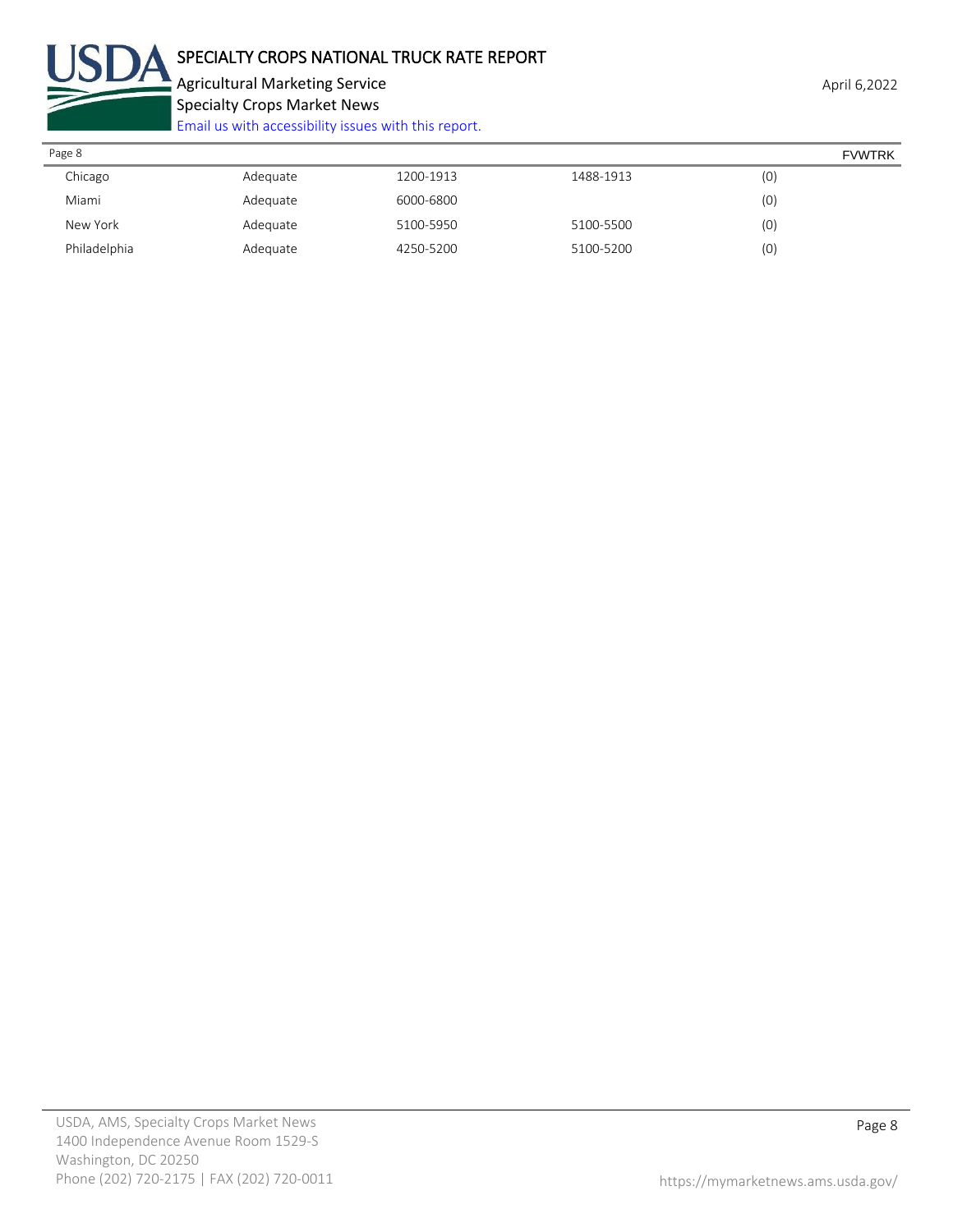| | | | | |
|---|---|---|---|---|
| Chicago | Adequate | 1200-1913 | 1488-1913 | (0) |
| Miami | Adequate | 6000-6800 | | (0) |
| New York | Adequate | 5100-5950 | 5100-5500 | (0) |
| Philadelphia | Adequate | 4250-5200 | 5100-5200 | (0) |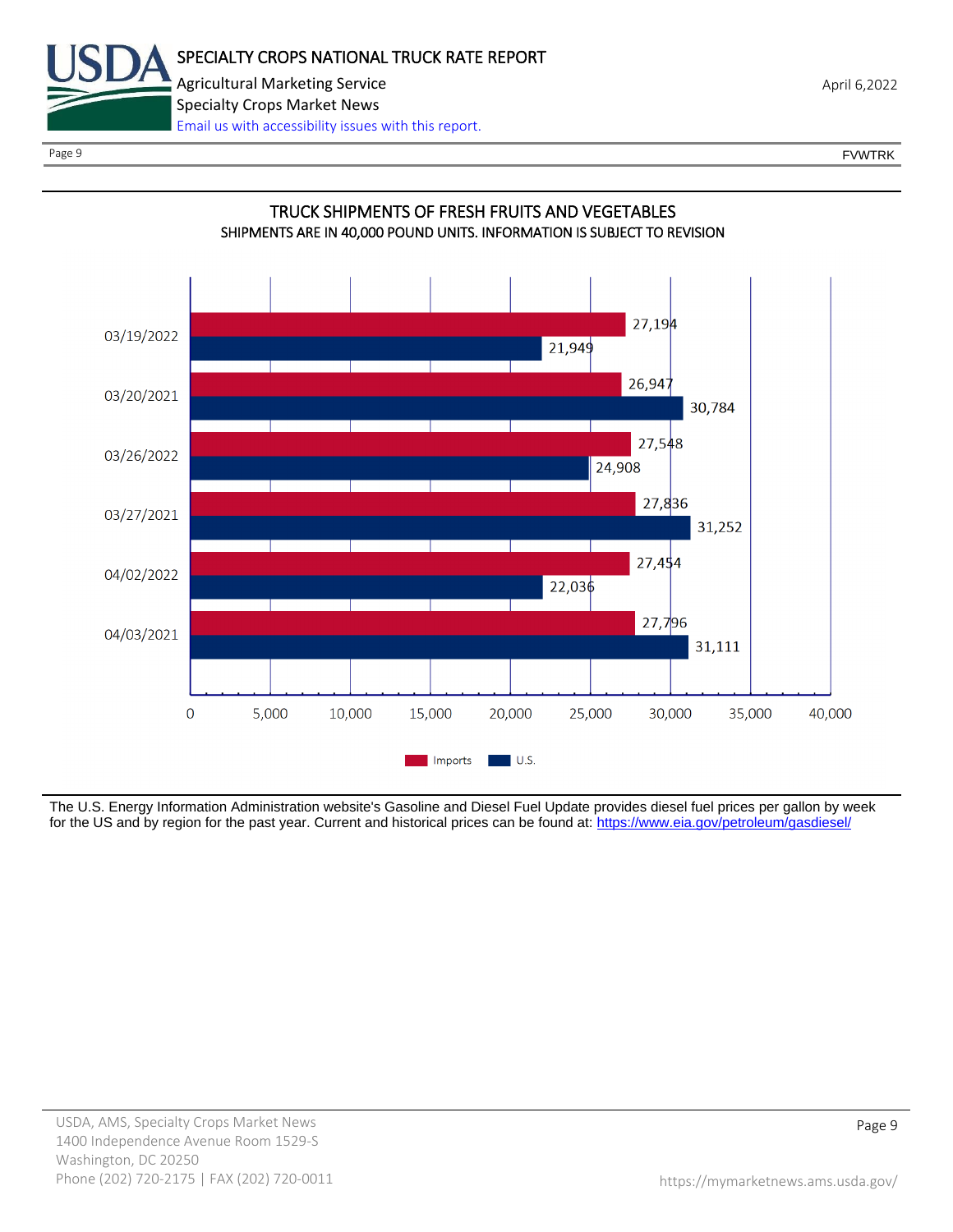# TRUCK SHIPMENTS OF FRESH FRUITS AND VEGETABLES

SHIPMENTS ARE IN 40,000 POUND UNITS. INFORMATION IS SUBJECT TO REVISION

03/19/2022
27,194
21,949

03/20/2021
26,947
30,784

03/26/2022
27,548
24,908

03/27/2021
27,836
31,252

04/02/2022
27,454
22,036

04/03/2021
27,796
31,111

0
5,000
10,000
15,000
20,000
25,000
30,000
35,000
40,000

Imports
U.S.

The U.S. Energy Information Administration website's Gasoline and Diesel Fuel Update provides diesel fuel prices per gallon by week for the US and by region for the past year. Current and historical prices can be found at: https://www.eia.gov/petroleum/gasdiesel/